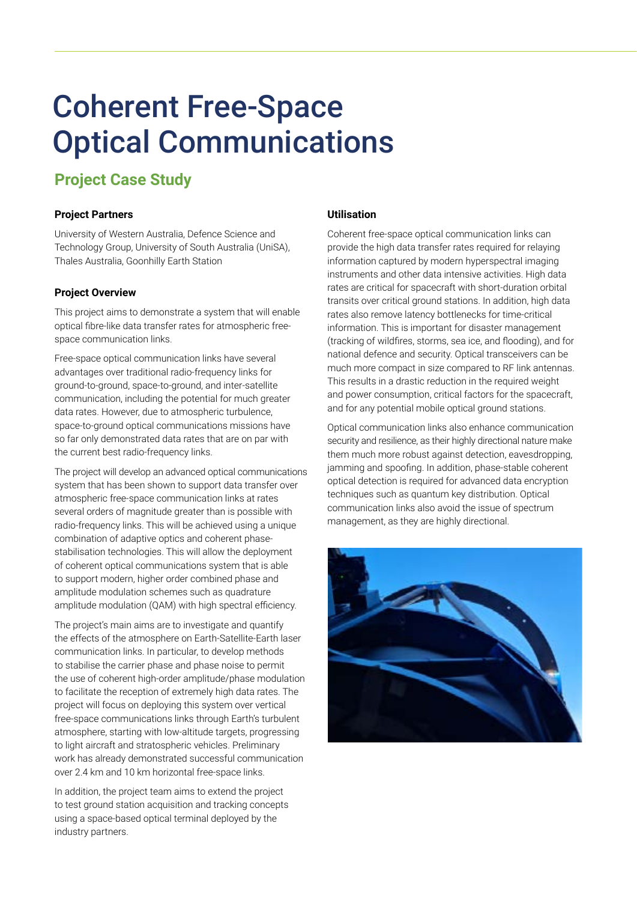# Coherent Free-Space Optical Communications

## Project Case Study

### Project Partners

University of Western Australia, Defence Science and Technology Group, University of South Australia (UniSA), Thales Australia, Goonhilly Earth Station

### Project Overview

This project aims to demonstrate a system that will enable optical fibre-like data transfer rates for atmospheric free-space communication links.

Free-space optical communication links have several advantages over traditional radio-frequency links for ground-to-ground, space-to-ground, and inter-satellite communication, including the potential for much greater data rates. However, due to atmospheric turbulence, space-to-ground optical communications missions have so far only demonstrated data rates that are on par with the current best radio-frequency links.

The project will develop an advanced optical communications system that has been shown to support data transfer over atmospheric free-space communication links at rates several orders of magnitude greater than is possible with radio-frequency links. This will be achieved using a unique combination of adaptive optics and coherent phase-stabilisation technologies. This will allow the deployment of coherent optical communications system that is able to support modern, higher order combined phase and amplitude modulation schemes such as quadrature amplitude modulation (QAM) with high spectral efficiency.

The project's main aims are to investigate and quantify the effects of the atmosphere on Earth-Satellite-Earth laser communication links. In particular, to develop methods to stabilise the carrier phase and phase noise to permit the use of coherent high-order amplitude/phase modulation to facilitate the reception of extremely high data rates. The project will focus on deploying this system over vertical free-space communications links through Earth's turbulent atmosphere, starting with low-altitude targets, progressing to light aircraft and stratospheric vehicles. Preliminary work has already demonstrated successful communication over 2.4 km and 10 km horizontal free-space links.

In addition, the project team aims to extend the project to test ground station acquisition and tracking concepts using a space-based optical terminal deployed by the industry partners.

### Utilisation

Coherent free-space optical communication links can provide the high data transfer rates required for relaying information captured by modern hyperspectral imaging instruments and other data intensive activities. High data rates are critical for spacecraft with short-duration orbital transits over critical ground stations. In addition, high data rates also remove latency bottlenecks for time-critical information. This is important for disaster management (tracking of wildfires, storms, sea ice, and flooding), and for national defence and security. Optical transceivers can be much more compact in size compared to RF link antennas. This results in a drastic reduction in the required weight and power consumption, critical factors for the spacecraft, and for any potential mobile optical ground stations.

Optical communication links also enhance communication security and resilience, as their highly directional nature make them much more robust against detection, eavesdropping, jamming and spoofing. In addition, phase-stable coherent optical detection is required for advanced data encryption techniques such as quantum key distribution. Optical communication links also avoid the issue of spectrum management, as they are highly directional.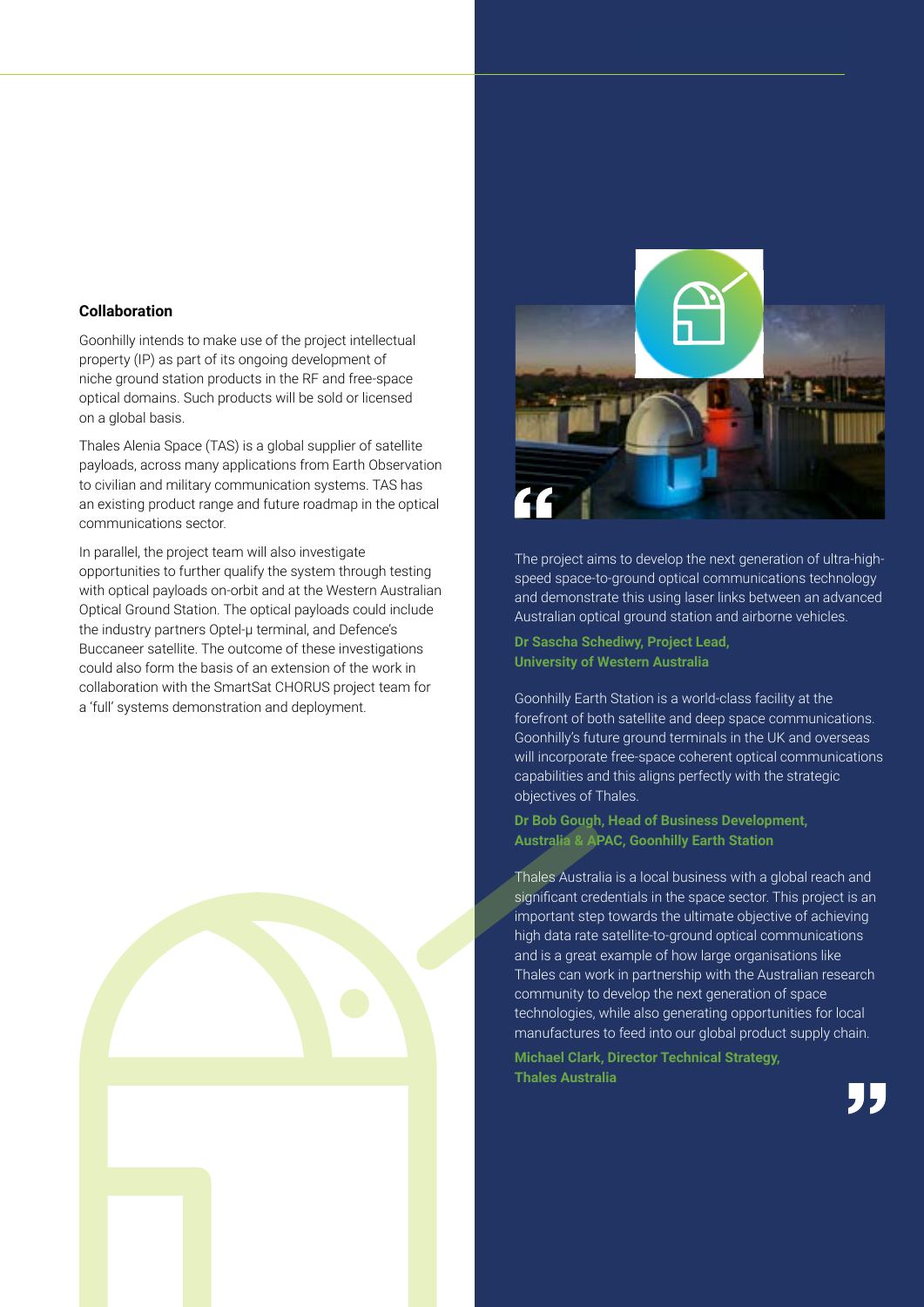## Collaboration

Goonhilly intends to make use of the project intellectual property (IP) as part of its ongoing development of niche ground station products in the RF and free-space optical domains. Such products will be sold or licensed on a global basis.

Thales Alenia Space (TAS) is a global supplier of satellite payloads, across many applications from Earth Observation to civilian and military communication systems. TAS has an existing product range and future roadmap in the optical communications sector.

In parallel, the project team will also investigate opportunities to further qualify the system through testing with optical payloads on-orbit and at the Western Australian Optical Ground Station. The optical payloads could include the industry partners Optel-μ terminal, and Defence's Buccaneer satellite. The outcome of these investigations could also form the basis of an extension of the work in collaboration with the SmartSat CHORUS project team for a 'full' systems demonstration and deployment.

"

The project aims to develop the next generation of ultra-high-speed space-to-ground optical communications technology and demonstrate this using laser links between an advanced Australian optical ground station and airborne vehicles.

**Dr Sascha Schediwy, Project Lead, University of Western Australia**

Goonhilly Earth Station is a world-class facility at the forefront of both satellite and deep space communications. Goonhilly's future ground terminals in the UK and overseas will incorporate free-space coherent optical communications capabilities and this aligns perfectly with the strategic objectives of Thales.

**Dr Bob Gough, Head of Business Development, Australia & APAC, Goonhilly Earth Station**

Thales Australia is a local business with a global reach and significant credentials in the space sector. This project is an important step towards the ultimate objective of achieving high data rate satellite-to-ground optical communications and is a great example of how large organisations like Thales can work in partnership with the Australian research community to develop the next generation of space technologies, while also generating opportunities for local manufactures to feed into our global product supply chain.

**Michael Clark, Director Technical Strategy, Thales Australia**

"